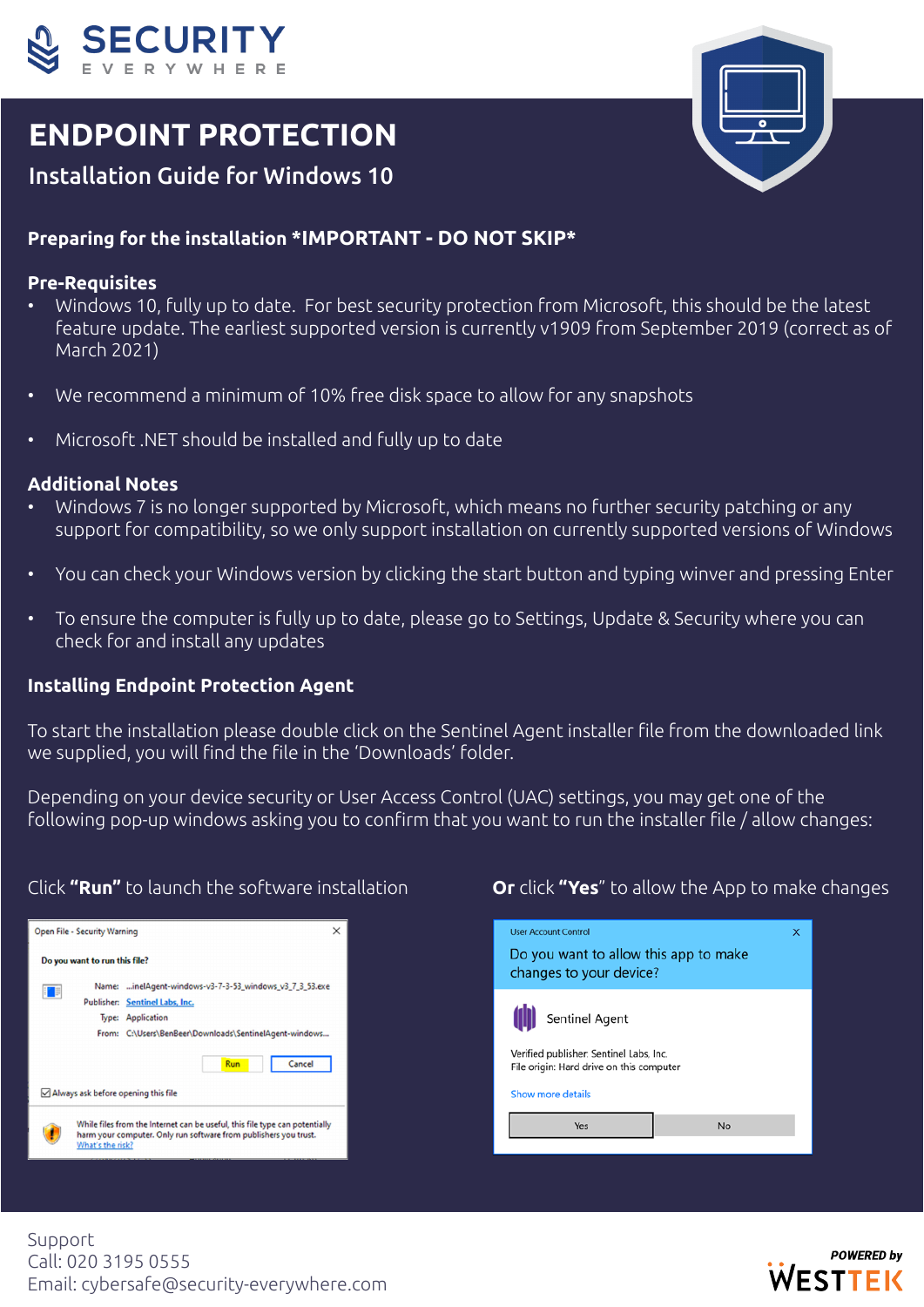SECURITY
EVERYWHERE

# ENDPOINT PROTECTION

## Installation Guide for Windows 10

### Preparing for the installation *IMPORTANT - DO NOT SKIP*

**Pre-Requisites**

- Windows 10, fully up to date. For best security protection from Microsoft, this should be the latest feature update. The earliest supported version is currently v1909 from September 2019 (correct as of March 2021)
- We recommend a minimum of 10% free disk space to allow for any snapshots
- Microsoft .NET should be installed and fully up to date

**Additional Notes**

- Windows 7 is no longer supported by Microsoft, which means no further security patching or any support for compatibility, so we only support installation on currently supported versions of Windows
- You can check your Windows version by clicking the start button and typing winver and pressing Enter
- To ensure the computer is fully up to date, please go to Settings, Update & Security where you can check for and install any updates

### Installing Endpoint Protection Agent

To start the installation please double click on the Sentinel Agent installer file from the downloaded link we supplied, you will find the file in the 'Downloads' folder.

Depending on your device security or User Access Control (UAC) settings, you may get one of the following pop-up windows asking you to confirm that you want to run the installer file / allow changes:

Click **"Run"** to launch the software installation

Open File - Security Warning

Do you want to run this file?

Name: ...inelAgent-windows-v3-7-3-53_windows_v3_7_3_53.exe
Publisher: Sentinel Labs, Inc.
Type: Application
From: C:\Users\BenBeer\Downloads\SentinelAgent-windows...

Run | Cancel

Always ask before opening this file

While files from the Internet can be useful, this file type can potentially harm your computer. Only run software from publishers you trust. What's the risk?

**Or** click **"Yes"** to allow the App to make changes

User Account Control

Do you want to allow this app to make changes to your device?

Sentinel Agent

Verified publisher: Sentinel Labs, Inc.
File origin: Hard drive on this computer

Show more details

Yes | No

Support
Call: 020 3195 0555
Email: cybersafe@security-everywhere.com

POWERED by WESTTEK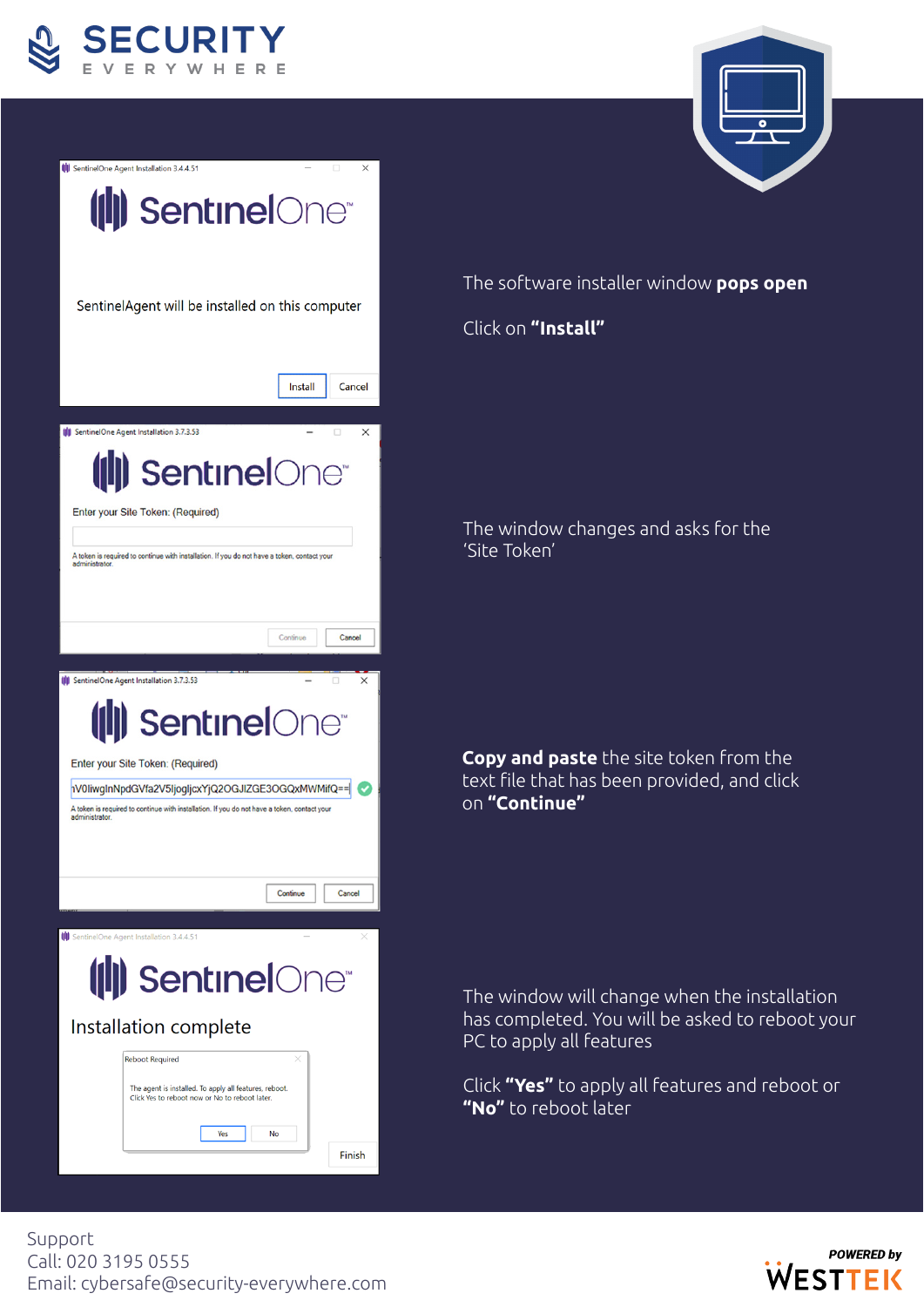The software installer window **pops open**

Click on **"Install"**

The window changes and asks for the 'Site Token'

**Copy and paste** the site token from the text file that has been provided, and click on **"Continue"**

The window will change when the installation has completed. You will be asked to reboot your PC to apply all features

Click **"Yes"** to apply all features and reboot or **"No"** to reboot later

Support
Call: 020 3195 0555
Email: cybersafe@security-everywhere.com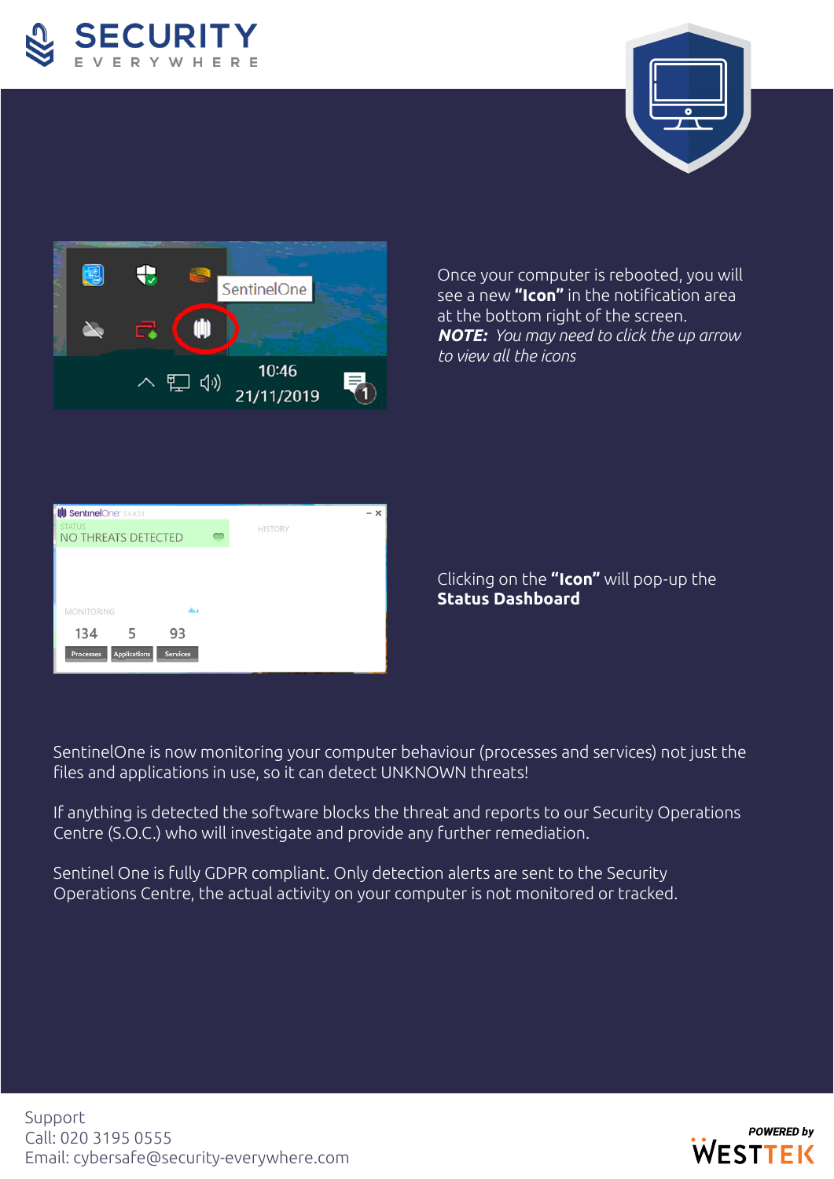SECURITY
EVERYWHERE

Once your computer is rebooted, you will see a new **"Icon"** in the notification area at the bottom right of the screen.
***NOTE:*** *You may need to click the up arrow to view all the icons*

Clicking on the **"Icon"** will pop-up the **Status Dashboard**

SentinelOne is now monitoring your computer behaviour (processes and services) not just the files and applications in use, so it can detect UNKNOWN threats!

If anything is detected the software blocks the threat and reports to our Security Operations Centre (S.O.C.) who will investigate and provide any further remediation.

Sentinel One is fully GDPR compliant. Only detection alerts are sent to the Security Operations Centre, the actual activity on your computer is not monitored or tracked.

Support
Call: 020 3195 0555
Email: cybersafe@security-everywhere.com

POWERED by WESTTEK